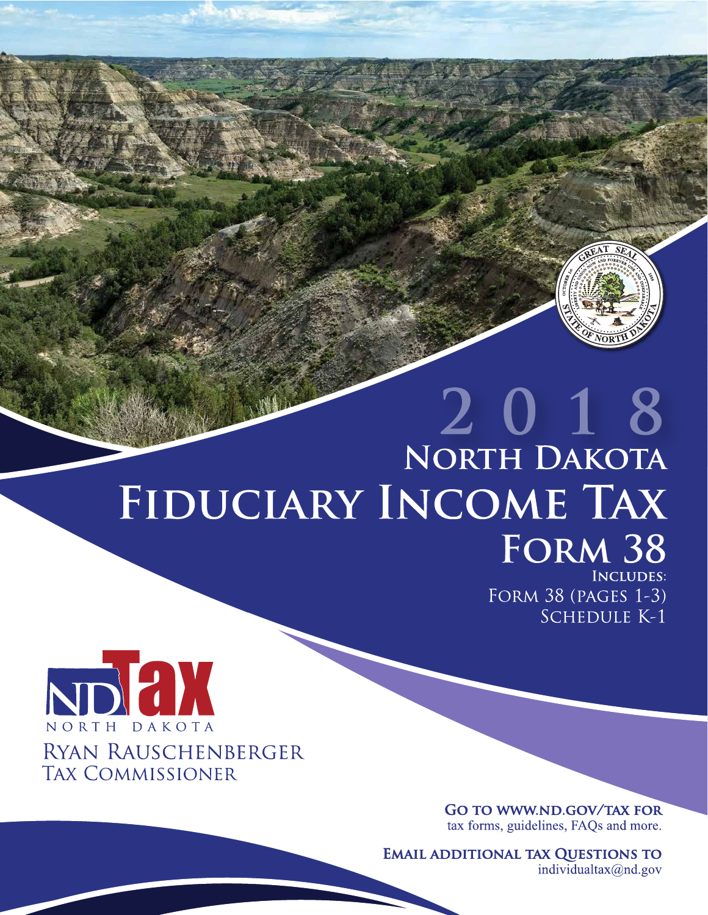# 2018

# North Dakota

# Fiduciary Income Tax

## Form 38

**Includes:**

Form 38 (pages 1-3)

Schedule K-1

ND Tax
NORTH DAKOTA

Ryan Rauschenberger
Tax Commissioner

**Go to www.nd.gov/tax for**
tax forms, guidelines, FAQs and more.

**Email additional tax Questions to**
individualtax@nd.gov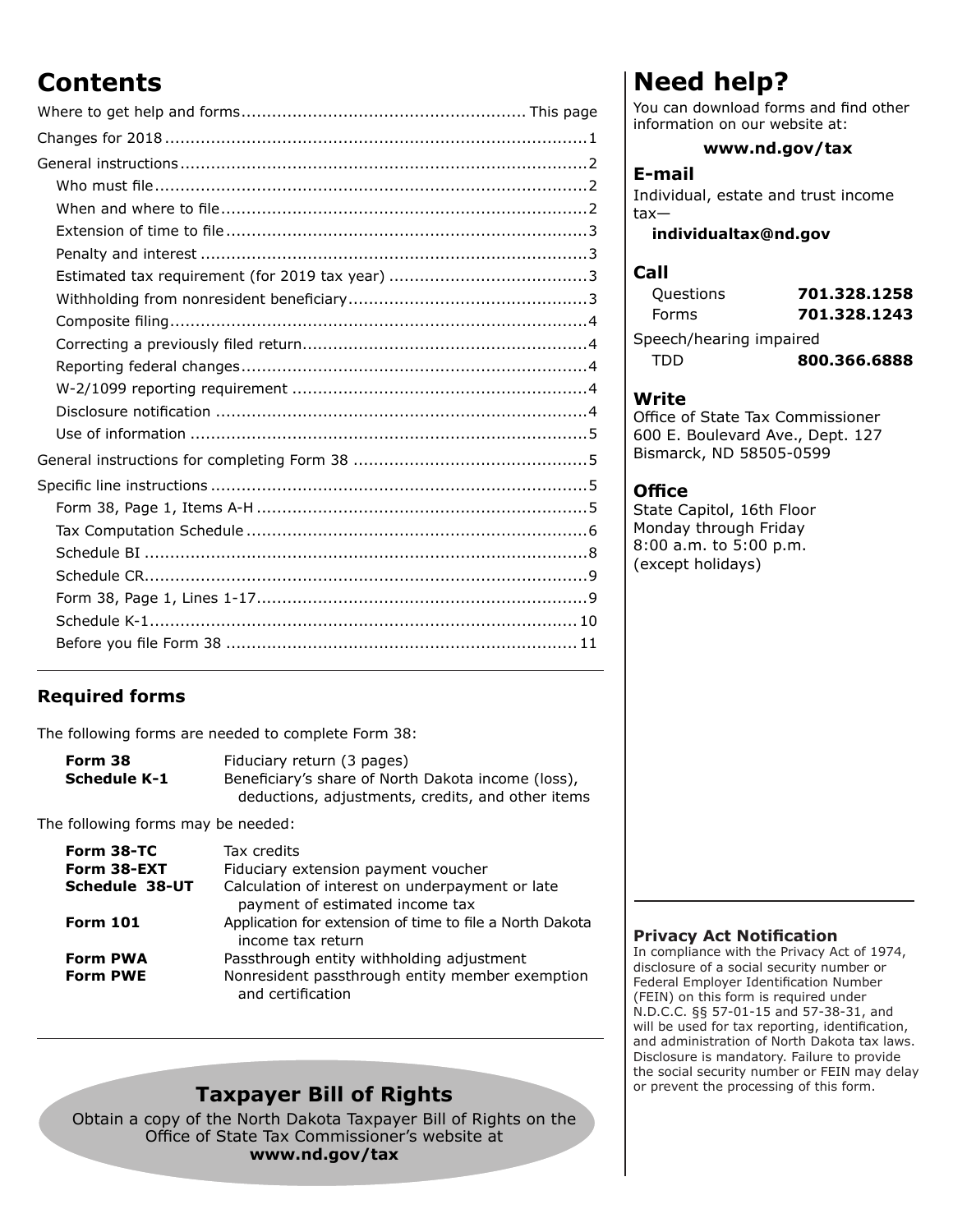# Contents

| | |
|---|---|
| Where to get help and forms | This page |
| Changes for 2018 | 1 |
| General instructions | 2 |
| Who must file | 2 |
| When and where to file | 2 |
| Extension of time to file | 3 |
| Penalty and interest | 3 |
| Estimated tax requirement (for 2019 tax year) | 3 |
| Withholding from nonresident beneficiary | 3 |
| Composite filing | 4 |
| Correcting a previously filed return | 4 |
| Reporting federal changes | 4 |
| W-2/1099 reporting requirement | 4 |
| Disclosure notification | 4 |
| Use of information | 5 |
| General instructions for completing Form 38 | 5 |
| Specific line instructions | 5 |
| Form 38, Page 1, Items A-H | 5 |
| Tax Computation Schedule | 6 |
| Schedule BI | 8 |
| Schedule CR | 9 |
| Form 38, Page 1, Lines 1-17 | 9 |
| Schedule K-1 | 10 |
| Before you file Form 38 | 11 |

## Required forms

The following forms are needed to complete Form 38:

| | |
|---|---|
| **Form 38** | Fiduciary return (3 pages) |
| **Schedule K-1** | Beneficiary's share of North Dakota income (loss), deductions, adjustments, credits, and other items |

The following forms may be needed:

| | |
|---|---|
| **Form 38-TC** | Tax credits |
| **Form 38-EXT** | Fiduciary extension payment voucher |
| **Schedule 38-UT** | Calculation of interest on underpayment or late payment of estimated income tax |
| **Form 101** | Application for extension of time to file a North Dakota income tax return |
| **Form PWA** | Passthrough entity withholding adjustment |
| **Form PWE** | Nonresident passthrough entity member exemption and certification |

## Taxpayer Bill of Rights

Obtain a copy of the North Dakota Taxpayer Bill of Rights on the Office of State Tax Commissioner's website at **www.nd.gov/tax**

# Need help?

You can download forms and find other information on our website at:

**www.nd.gov/tax**

### E-mail

Individual, estate and trust income tax—

**individualtax@nd.gov**

### Call

| | |
|---|---|
| Questions | **701.328.1258** |
| Forms | **701.328.1243** |

Speech/hearing impaired

| | |
|---|---|
| TDD | **800.366.6888** |

### Write

Office of State Tax Commissioner
600 E. Boulevard Ave., Dept. 127
Bismarck, ND 58505-0599

### Office

State Capitol, 16th Floor
Monday through Friday
8:00 a.m. to 5:00 p.m.
(except holidays)

### Privacy Act Notification

In compliance with the Privacy Act of 1974, disclosure of a social security number or Federal Employer Identification Number (FEIN) on this form is required under N.D.C.C. §§ 57-01-15 and 57-38-31, and will be used for tax reporting, identification, and administration of North Dakota tax laws. Disclosure is mandatory. Failure to provide the social security number or FEIN may delay or prevent the processing of this form.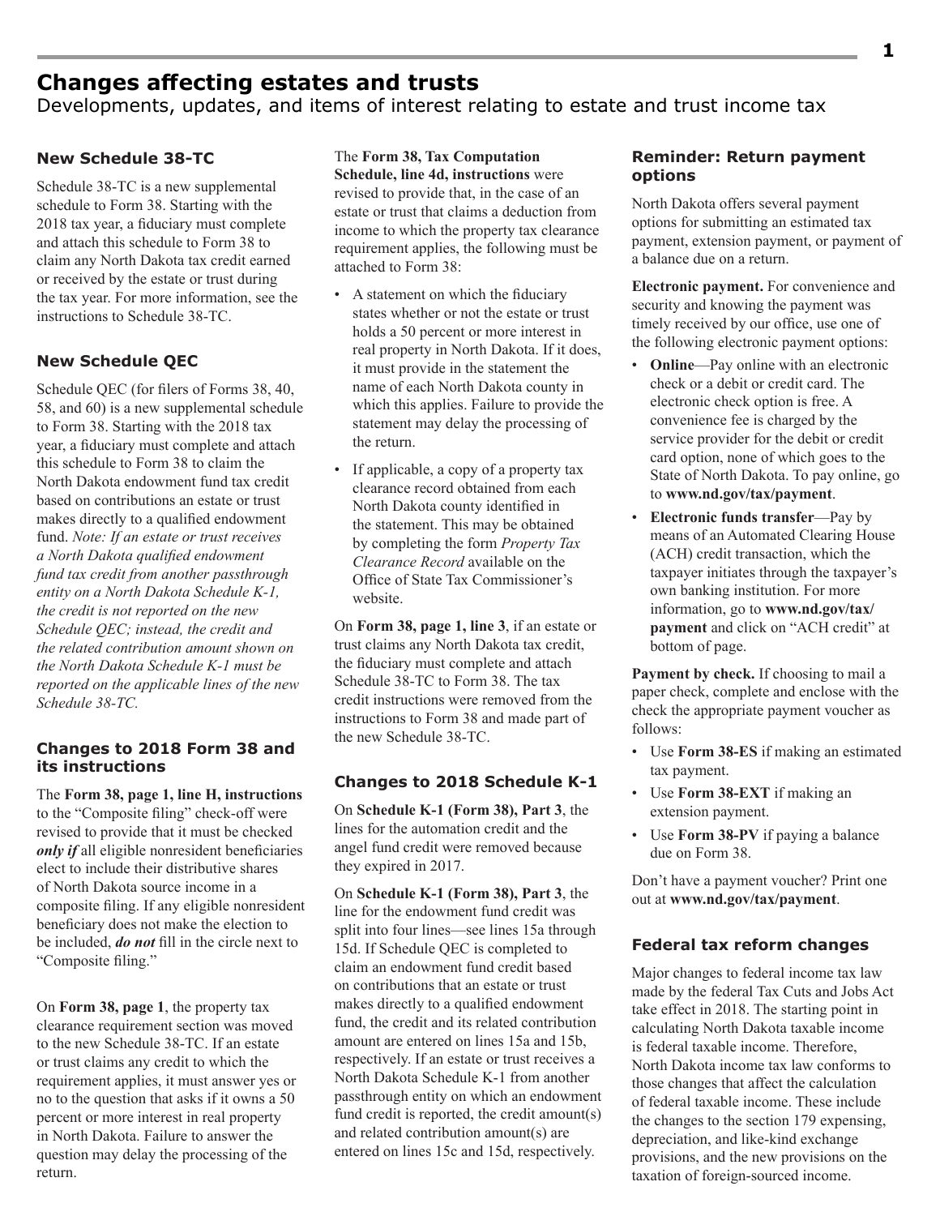# Changes affecting estates and trusts

Developments, updates, and items of interest relating to estate and trust income tax

### New Schedule 38-TC

Schedule 38-TC is a new supplemental schedule to Form 38. Starting with the 2018 tax year, a fiduciary must complete and attach this schedule to Form 38 to claim any North Dakota tax credit earned or received by the estate or trust during the tax year. For more information, see the instructions to Schedule 38-TC.

### New Schedule QEC

Schedule QEC (for filers of Forms 38, 40, 58, and 60) is a new supplemental schedule to Form 38. Starting with the 2018 tax year, a fiduciary must complete and attach this schedule to Form 38 to claim the North Dakota endowment fund tax credit based on contributions an estate or trust makes directly to a qualified endowment fund. *Note: If an estate or trust receives a North Dakota qualified endowment fund tax credit from another passthrough entity on a North Dakota Schedule K-1, the credit is not reported on the new Schedule QEC; instead, the credit and the related contribution amount shown on the North Dakota Schedule K-1 must be reported on the applicable lines of the new Schedule 38-TC.*

### Changes to 2018 Form 38 and its instructions

The **Form 38, page 1, line H, instructions** to the "Composite filing" check-off were revised to provide that it must be checked ***only if*** all eligible nonresident beneficiaries elect to include their distributive shares of North Dakota source income in a composite filing. If any eligible nonresident beneficiary does not make the election to be included, ***do not*** fill in the circle next to "Composite filing."

On **Form 38, page 1**, the property tax clearance requirement section was moved to the new Schedule 38-TC. If an estate or trust claims any credit to which the requirement applies, it must answer yes or no to the question that asks if it owns a 50 percent or more interest in real property in North Dakota. Failure to answer the question may delay the processing of the return.

The **Form 38, Tax Computation Schedule, line 4d, instructions** were revised to provide that, in the case of an estate or trust that claims a deduction from income to which the property tax clearance requirement applies, the following must be attached to Form 38:

- A statement on which the fiduciary states whether or not the estate or trust holds a 50 percent or more interest in real property in North Dakota. If it does, it must provide in the statement the name of each North Dakota county in which this applies. Failure to provide the statement may delay the processing of the return.
- If applicable, a copy of a property tax clearance record obtained from each North Dakota county identified in the statement. This may be obtained by completing the form *Property Tax Clearance Record* available on the Office of State Tax Commissioner's website.

On **Form 38, page 1, line 3**, if an estate or trust claims any North Dakota tax credit, the fiduciary must complete and attach Schedule 38-TC to Form 38. The tax credit instructions were removed from the instructions to Form 38 and made part of the new Schedule 38-TC.

### Changes to 2018 Schedule K-1

On **Schedule K-1 (Form 38), Part 3**, the lines for the automation credit and the angel fund credit were removed because they expired in 2017.

On **Schedule K-1 (Form 38), Part 3**, the line for the endowment fund credit was split into four lines—see lines 15a through 15d. If Schedule QEC is completed to claim an endowment fund credit based on contributions that an estate or trust makes directly to a qualified endowment fund, the credit and its related contribution amount are entered on lines 15a and 15b, respectively. If an estate or trust receives a North Dakota Schedule K-1 from another passthrough entity on which an endowment fund credit is reported, the credit amount(s) and related contribution amount(s) are entered on lines 15c and 15d, respectively.

### Reminder: Return payment options

North Dakota offers several payment options for submitting an estimated tax payment, extension payment, or payment of a balance due on a return.

**Electronic payment.** For convenience and security and knowing the payment was timely received by our office, use one of the following electronic payment options:

- **Online**—Pay online with an electronic check or a debit or credit card. The electronic check option is free. A convenience fee is charged by the service provider for the debit or credit card option, none of which goes to the State of North Dakota. To pay online, go to **www.nd.gov/tax/payment**.
- **Electronic funds transfer**—Pay by means of an Automated Clearing House (ACH) credit transaction, which the taxpayer initiates through the taxpayer's own banking institution. For more information, go to **www.nd.gov/tax/payment** and click on "ACH credit" at bottom of page.

**Payment by check.** If choosing to mail a paper check, complete and enclose with the check the appropriate payment voucher as follows:

- Use **Form 38-ES** if making an estimated tax payment.
- Use **Form 38-EXT** if making an extension payment.
- Use **Form 38-PV** if paying a balance due on Form 38.

Don't have a payment voucher? Print one out at **www.nd.gov/tax/payment**.

### Federal tax reform changes

Major changes to federal income tax law made by the federal Tax Cuts and Jobs Act take effect in 2018. The starting point in calculating North Dakota taxable income is federal taxable income. Therefore, North Dakota income tax law conforms to those changes that affect the calculation of federal taxable income. These include the changes to the section 179 expensing, depreciation, and like-kind exchange provisions, and the new provisions on the taxation of foreign-sourced income.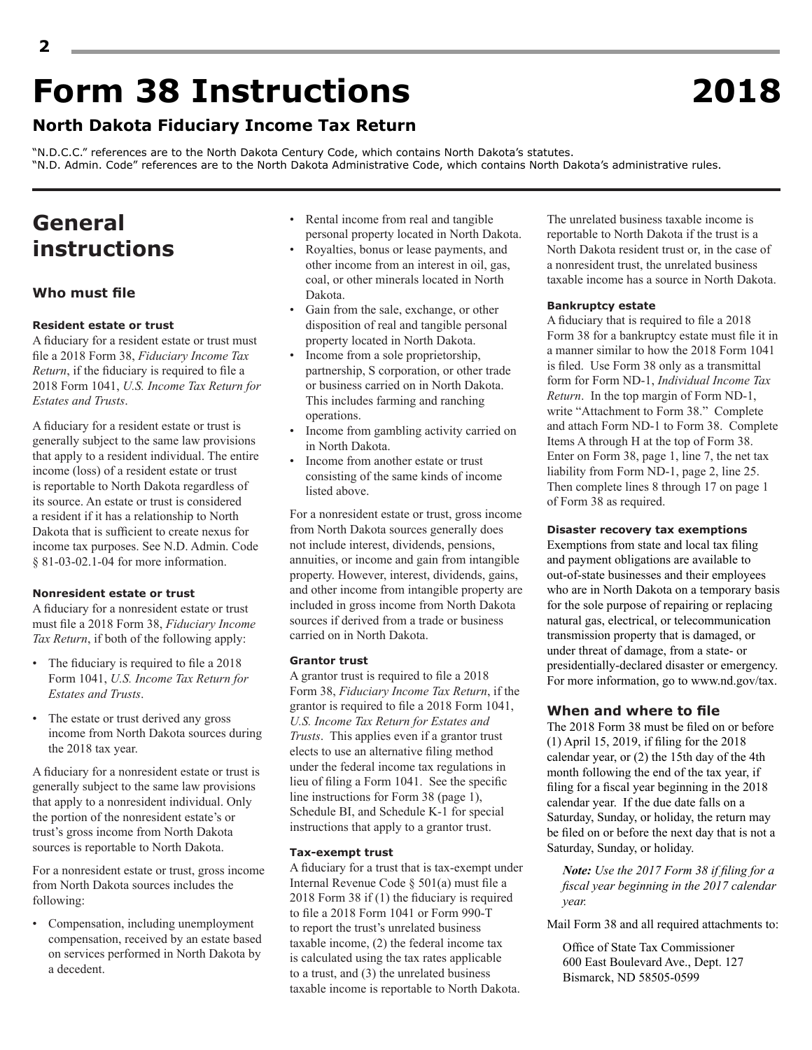# Form 38 Instructions 2018

## North Dakota Fiduciary Income Tax Return

"N.D.C.C." references are to the North Dakota Century Code, which contains North Dakota's statutes.
"N.D. Admin. Code" references are to the North Dakota Administrative Code, which contains North Dakota's administrative rules.

## General instructions

### Who must file

**Resident estate or trust**

A fiduciary for a resident estate or trust must file a 2018 Form 38, *Fiduciary Income Tax Return*, if the fiduciary is required to file a 2018 Form 1041, *U.S. Income Tax Return for Estates and Trusts*.

A fiduciary for a resident estate or trust is generally subject to the same law provisions that apply to a resident individual. The entire income (loss) of a resident estate or trust is reportable to North Dakota regardless of its source. An estate or trust is considered a resident if it has a relationship to North Dakota that is sufficient to create nexus for income tax purposes. See N.D. Admin. Code § 81-03-02.1-04 for more information.

**Nonresident estate or trust**

A fiduciary for a nonresident estate or trust must file a 2018 Form 38, *Fiduciary Income Tax Return*, if both of the following apply:

- The fiduciary is required to file a 2018 Form 1041, *U.S. Income Tax Return for Estates and Trusts*.
- The estate or trust derived any gross income from North Dakota sources during the 2018 tax year.

A fiduciary for a nonresident estate or trust is generally subject to the same law provisions that apply to a nonresident individual. Only the portion of the nonresident estate's or trust's gross income from North Dakota sources is reportable to North Dakota.

For a nonresident estate or trust, gross income from North Dakota sources includes the following:

- Compensation, including unemployment compensation, received by an estate based on services performed in North Dakota by a decedent.
- Rental income from real and tangible personal property located in North Dakota.
- Royalties, bonus or lease payments, and other income from an interest in oil, gas, coal, or other minerals located in North Dakota.
- Gain from the sale, exchange, or other disposition of real and tangible personal property located in North Dakota.
- Income from a sole proprietorship, partnership, S corporation, or other trade or business carried on in North Dakota. This includes farming and ranching operations.
- Income from gambling activity carried on in North Dakota.
- Income from another estate or trust consisting of the same kinds of income listed above.

For a nonresident estate or trust, gross income from North Dakota sources generally does not include interest, dividends, pensions, annuities, or income and gain from intangible property. However, interest, dividends, gains, and other income from intangible property are included in gross income from North Dakota sources if derived from a trade or business carried on in North Dakota.

**Grantor trust**

A grantor trust is required to file a 2018 Form 38, *Fiduciary Income Tax Return*, if the grantor is required to file a 2018 Form 1041, *U.S. Income Tax Return for Estates and Trusts*. This applies even if a grantor trust elects to use an alternative filing method under the federal income tax regulations in lieu of filing a Form 1041. See the specific line instructions for Form 38 (page 1), Schedule BI, and Schedule K-1 for special instructions that apply to a grantor trust.

**Tax-exempt trust**

A fiduciary for a trust that is tax-exempt under Internal Revenue Code § 501(a) must file a 2018 Form 38 if (1) the fiduciary is required to file a 2018 Form 1041 or Form 990-T to report the trust's unrelated business taxable income, (2) the federal income tax is calculated using the tax rates applicable to a trust, and (3) the unrelated business taxable income is reportable to North Dakota.

The unrelated business taxable income is reportable to North Dakota if the trust is a North Dakota resident trust or, in the case of a nonresident trust, the unrelated business taxable income has a source in North Dakota.

**Bankruptcy estate**

A fiduciary that is required to file a 2018 Form 38 for a bankruptcy estate must file it in a manner similar to how the 2018 Form 1041 is filed. Use Form 38 only as a transmittal form for Form ND-1, *Individual Income Tax Return*. In the top margin of Form ND-1, write "Attachment to Form 38." Complete and attach Form ND-1 to Form 38. Complete Items A through H at the top of Form 38. Enter on Form 38, page 1, line 7, the net tax liability from Form ND-1, page 2, line 25. Then complete lines 8 through 17 on page 1 of Form 38 as required.

**Disaster recovery tax exemptions**

Exemptions from state and local tax filing and payment obligations are available to out-of-state businesses and their employees who are in North Dakota on a temporary basis for the sole purpose of repairing or replacing natural gas, electrical, or telecommunication transmission property that is damaged, or under threat of damage, from a state- or presidentially-declared disaster or emergency. For more information, go to www.nd.gov/tax.

### When and where to file

The 2018 Form 38 must be filed on or before (1) April 15, 2019, if filing for the 2018 calendar year, or (2) the 15th day of the 4th month following the end of the tax year, if filing for a fiscal year beginning in the 2018 calendar year. If the due date falls on a Saturday, Sunday, or holiday, the return may be filed on or before the next day that is not a Saturday, Sunday, or holiday.

> ***Note:*** *Use the 2017 Form 38 if filing for a fiscal year beginning in the 2017 calendar year.*

Mail Form 38 and all required attachments to:

Office of State Tax Commissioner
600 East Boulevard Ave., Dept. 127
Bismarck, ND 58505-0599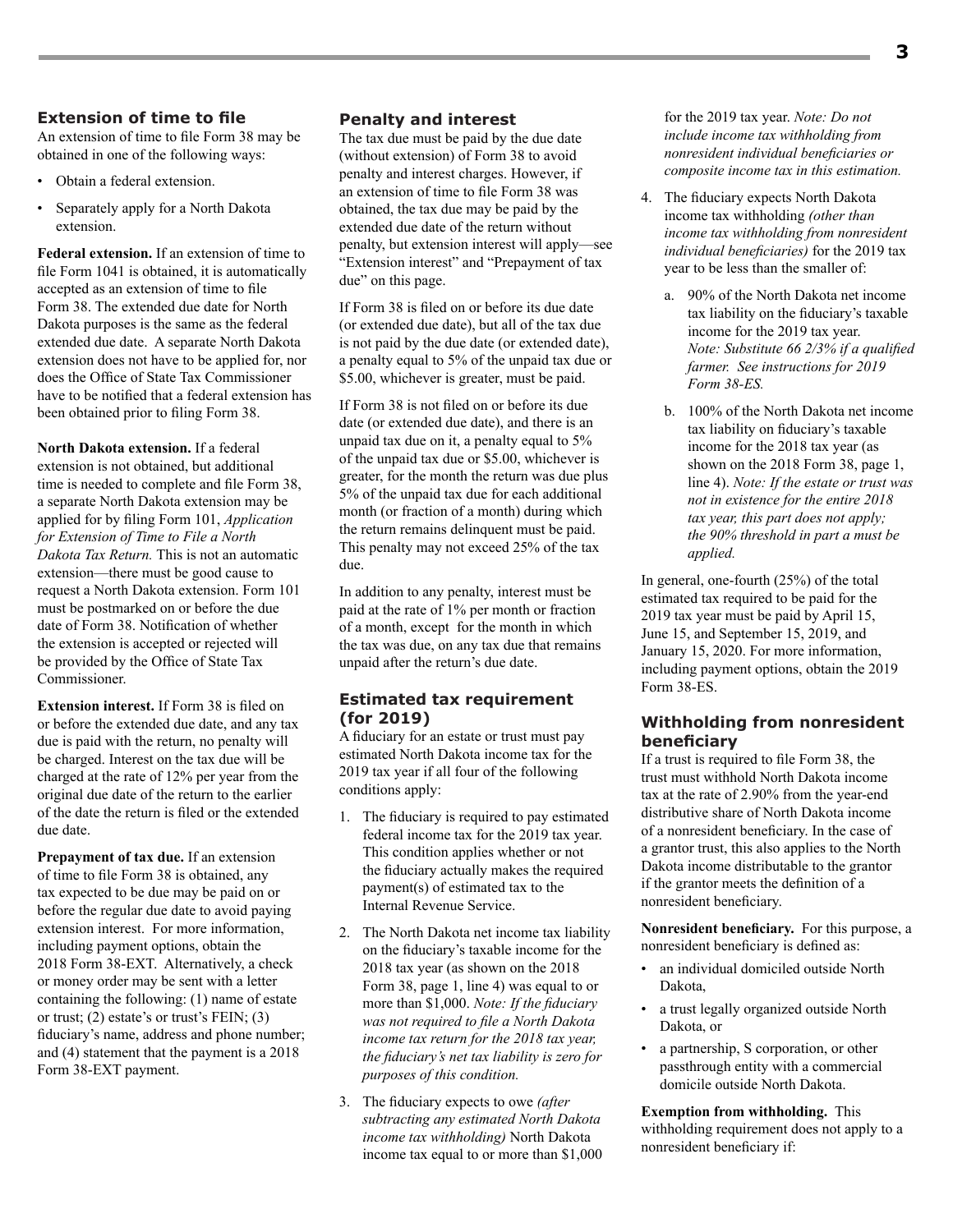## Extension of time to file

An extension of time to file Form 38 may be obtained in one of the following ways:

- Obtain a federal extension.
- Separately apply for a North Dakota extension.

**Federal extension.** If an extension of time to file Form 1041 is obtained, it is automatically accepted as an extension of time to file Form 38. The extended due date for North Dakota purposes is the same as the federal extended due date. A separate North Dakota extension does not have to be applied for, nor does the Office of State Tax Commissioner have to be notified that a federal extension has been obtained prior to filing Form 38.

**North Dakota extension.** If a federal extension is not obtained, but additional time is needed to complete and file Form 38, a separate North Dakota extension may be applied for by filing Form 101, *Application for Extension of Time to File a North Dakota Tax Return.* This is not an automatic extension—there must be good cause to request a North Dakota extension. Form 101 must be postmarked on or before the due date of Form 38. Notification of whether the extension is accepted or rejected will be provided by the Office of State Tax Commissioner.

**Extension interest.** If Form 38 is filed on or before the extended due date, and any tax due is paid with the return, no penalty will be charged. Interest on the tax due will be charged at the rate of 12% per year from the original due date of the return to the earlier of the date the return is filed or the extended due date.

**Prepayment of tax due.** If an extension of time to file Form 38 is obtained, any tax expected to be due may be paid on or before the regular due date to avoid paying extension interest. For more information, including payment options, obtain the 2018 Form 38-EXT. Alternatively, a check or money order may be sent with a letter containing the following: (1) name of estate or trust; (2) estate's or trust's FEIN; (3) fiduciary's name, address and phone number; and (4) statement that the payment is a 2018 Form 38-EXT payment.

## Penalty and interest

The tax due must be paid by the due date (without extension) of Form 38 to avoid penalty and interest charges. However, if an extension of time to file Form 38 was obtained, the tax due may be paid by the extended due date of the return without penalty, but extension interest will apply—see "Extension interest" and "Prepayment of tax due" on this page.

If Form 38 is filed on or before its due date (or extended due date), but all of the tax due is not paid by the due date (or extended date), a penalty equal to 5% of the unpaid tax due or $5.00, whichever is greater, must be paid.

If Form 38 is not filed on or before its due date (or extended due date), and there is an unpaid tax due on it, a penalty equal to 5% of the unpaid tax due or $5.00, whichever is greater, for the month the return was due plus 5% of the unpaid tax due for each additional month (or fraction of a month) during which the return remains delinquent must be paid. This penalty may not exceed 25% of the tax due.

In addition to any penalty, interest must be paid at the rate of 1% per month or fraction of a month, except for the month in which the tax was due, on any tax due that remains unpaid after the return's due date.

## Estimated tax requirement (for 2019)

A fiduciary for an estate or trust must pay estimated North Dakota income tax for the 2019 tax year if all four of the following conditions apply:

1. The fiduciary is required to pay estimated federal income tax for the 2019 tax year. This condition applies whether or not the fiduciary actually makes the required payment(s) of estimated tax to the Internal Revenue Service.
2. The North Dakota net income tax liability on the fiduciary's taxable income for the 2018 tax year (as shown on the 2018 Form 38, page 1, line 4) was equal to or more than $1,000. *Note: If the fiduciary was not required to file a North Dakota income tax return for the 2018 tax year, the fiduciary's net tax liability is zero for purposes of this condition.*
3. The fiduciary expects to owe *(after subtracting any estimated North Dakota income tax withholding)* North Dakota income tax equal to or more than $1,000 for the 2019 tax year. *Note: Do not include income tax withholding from nonresident individual beneficiaries or composite income tax in this estimation.*
4. The fiduciary expects North Dakota income tax withholding *(other than income tax withholding from nonresident individual beneficiaries)* for the 2019 tax year to be less than the smaller of:
   a. 90% of the North Dakota net income tax liability on the fiduciary's taxable income for the 2019 tax year. *Note: Substitute 66 2/3% if a qualified farmer. See instructions for 2019 Form 38-ES.*
   b. 100% of the North Dakota net income tax liability on fiduciary's taxable income for the 2018 tax year (as shown on the 2018 Form 38, page 1, line 4). *Note: If the estate or trust was not in existence for the entire 2018 tax year, this part does not apply; the 90% threshold in part a must be applied.*

In general, one-fourth (25%) of the total estimated tax required to be paid for the 2019 tax year must be paid by April 15, June 15, and September 15, 2019, and January 15, 2020. For more information, including payment options, obtain the 2019 Form 38-ES.

## Withholding from nonresident beneficiary

If a trust is required to file Form 38, the trust must withhold North Dakota income tax at the rate of 2.90% from the year-end distributive share of North Dakota income of a nonresident beneficiary. In the case of a grantor trust, this also applies to the North Dakota income distributable to the grantor if the grantor meets the definition of a nonresident beneficiary.

**Nonresident beneficiary.** For this purpose, a nonresident beneficiary is defined as:

- an individual domiciled outside North Dakota,
- a trust legally organized outside North Dakota, or
- a partnership, S corporation, or other passthrough entity with a commercial domicile outside North Dakota.

**Exemption from withholding.** This withholding requirement does not apply to a nonresident beneficiary if: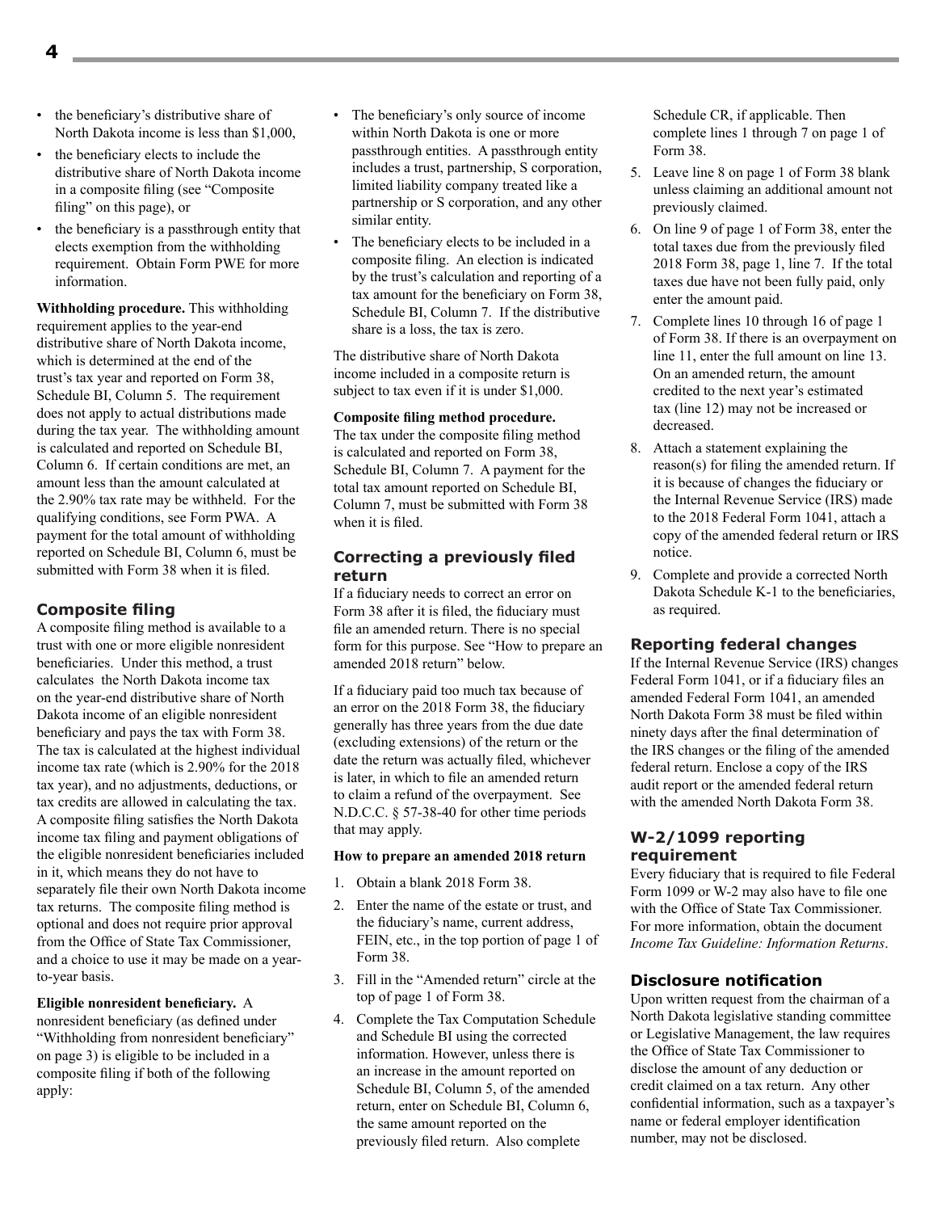- the beneficiary's distributive share of North Dakota income is less than $1,000,
- the beneficiary elects to include the distributive share of North Dakota income in a composite filing (see "Composite filing" on this page), or
- the beneficiary is a passthrough entity that elects exemption from the withholding requirement. Obtain Form PWE for more information.

**Withholding procedure.** This withholding requirement applies to the year-end distributive share of North Dakota income, which is determined at the end of the trust's tax year and reported on Form 38, Schedule BI, Column 5. The requirement does not apply to actual distributions made during the tax year. The withholding amount is calculated and reported on Schedule BI, Column 6. If certain conditions are met, an amount less than the amount calculated at the 2.90% tax rate may be withheld. For the qualifying conditions, see Form PWA. A payment for the total amount of withholding reported on Schedule BI, Column 6, must be submitted with Form 38 when it is filed.

### Composite filing

A composite filing method is available to a trust with one or more eligible nonresident beneficiaries. Under this method, a trust calculates the North Dakota income tax on the year-end distributive share of North Dakota income of an eligible nonresident beneficiary and pays the tax with Form 38. The tax is calculated at the highest individual income tax rate (which is 2.90% for the 2018 tax year), and no adjustments, deductions, or tax credits are allowed in calculating the tax. A composite filing satisfies the North Dakota income tax filing and payment obligations of the eligible nonresident beneficiaries included in it, which means they do not have to separately file their own North Dakota income tax returns. The composite filing method is optional and does not require prior approval from the Office of State Tax Commissioner, and a choice to use it may be made on a year-to-year basis.

**Eligible nonresident beneficiary.** A nonresident beneficiary (as defined under "Withholding from nonresident beneficiary" on page 3) is eligible to be included in a composite filing if both of the following apply:

- The beneficiary's only source of income within North Dakota is one or more passthrough entities. A passthrough entity includes a trust, partnership, S corporation, limited liability company treated like a partnership or S corporation, and any other similar entity.
- The beneficiary elects to be included in a composite filing. An election is indicated by the trust's calculation and reporting of a tax amount for the beneficiary on Form 38, Schedule BI, Column 7. If the distributive share is a loss, the tax is zero.

The distributive share of North Dakota income included in a composite return is subject to tax even if it is under $1,000.

**Composite filing method procedure.** The tax under the composite filing method is calculated and reported on Form 38, Schedule BI, Column 7. A payment for the total tax amount reported on Schedule BI, Column 7, must be submitted with Form 38 when it is filed.

### Correcting a previously filed return

If a fiduciary needs to correct an error on Form 38 after it is filed, the fiduciary must file an amended return. There is no special form for this purpose. See "How to prepare an amended 2018 return" below.

If a fiduciary paid too much tax because of an error on the 2018 Form 38, the fiduciary generally has three years from the due date (excluding extensions) of the return or the date the return was actually filed, whichever is later, in which to file an amended return to claim a refund of the overpayment. See N.D.C.C. § 57-38-40 for other time periods that may apply.

**How to prepare an amended 2018 return**

1. Obtain a blank 2018 Form 38.
2. Enter the name of the estate or trust, and the fiduciary's name, current address, FEIN, etc., in the top portion of page 1 of Form 38.
3. Fill in the "Amended return" circle at the top of page 1 of Form 38.
4. Complete the Tax Computation Schedule and Schedule BI using the corrected information. However, unless there is an increase in the amount reported on Schedule BI, Column 5, of the amended return, enter on Schedule BI, Column 6, the same amount reported on the previously filed return. Also complete Schedule CR, if applicable. Then complete lines 1 through 7 on page 1 of Form 38.
5. Leave line 8 on page 1 of Form 38 blank unless claiming an additional amount not previously claimed.
6. On line 9 of page 1 of Form 38, enter the total taxes due from the previously filed 2018 Form 38, page 1, line 7. If the total taxes due have not been fully paid, only enter the amount paid.
7. Complete lines 10 through 16 of page 1 of Form 38. If there is an overpayment on line 11, enter the full amount on line 13. On an amended return, the amount credited to the next year's estimated tax (line 12) may not be increased or decreased.
8. Attach a statement explaining the reason(s) for filing the amended return. If it is because of changes the fiduciary or the Internal Revenue Service (IRS) made to the 2018 Federal Form 1041, attach a copy of the amended federal return or IRS notice.
9. Complete and provide a corrected North Dakota Schedule K-1 to the beneficiaries, as required.

### Reporting federal changes

If the Internal Revenue Service (IRS) changes Federal Form 1041, or if a fiduciary files an amended Federal Form 1041, an amended North Dakota Form 38 must be filed within ninety days after the final determination of the IRS changes or the filing of the amended federal return. Enclose a copy of the IRS audit report or the amended federal return with the amended North Dakota Form 38.

### W-2/1099 reporting requirement

Every fiduciary that is required to file Federal Form 1099 or W-2 may also have to file one with the Office of State Tax Commissioner. For more information, obtain the document *Income Tax Guideline: Information Returns*.

### Disclosure notification

Upon written request from the chairman of a North Dakota legislative standing committee or Legislative Management, the law requires the Office of State Tax Commissioner to disclose the amount of any deduction or credit claimed on a tax return. Any other confidential information, such as a taxpayer's name or federal employer identification number, may not be disclosed.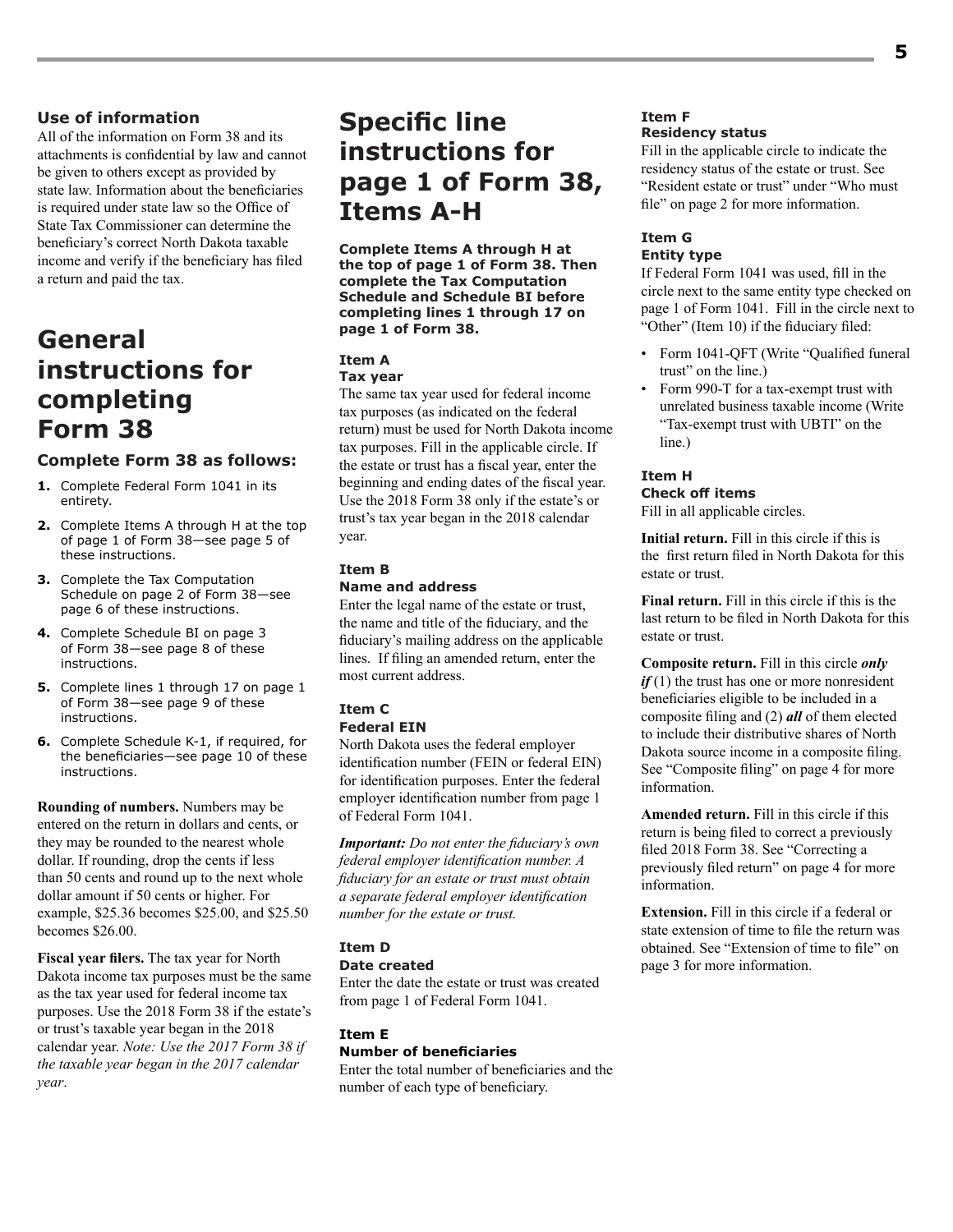### Use of information

All of the information on Form 38 and its attachments is confidential by law and cannot be given to others except as provided by state law. Information about the beneficiaries is required under state law so the Office of State Tax Commissioner can determine the beneficiary's correct North Dakota taxable income and verify if the beneficiary has filed a return and paid the tax.

## General instructions for completing Form 38

### Complete Form 38 as follows:

1. Complete Federal Form 1041 in its entirety.
2. Complete Items A through H at the top of page 1 of Form 38—see page 5 of these instructions.
3. Complete the Tax Computation Schedule on page 2 of Form 38—see page 6 of these instructions.
4. Complete Schedule BI on page 3 of Form 38—see page 8 of these instructions.
5. Complete lines 1 through 17 on page 1 of Form 38—see page 9 of these instructions.
6. Complete Schedule K-1, if required, for the beneficiaries—see page 10 of these instructions.

**Rounding of numbers.** Numbers may be entered on the return in dollars and cents, or they may be rounded to the nearest whole dollar. If rounding, drop the cents if less than 50 cents and round up to the next whole dollar amount if 50 cents or higher. For example, $25.36 becomes $25.00, and $25.50 becomes $26.00.

**Fiscal year filers.** The tax year for North Dakota income tax purposes must be the same as the tax year used for federal income tax purposes. Use the 2018 Form 38 if the estate's or trust's taxable year began in the 2018 calendar year. *Note: Use the 2017 Form 38 if the taxable year began in the 2017 calendar year.*

## Specific line instructions for page 1 of Form 38, Items A-H

**Complete Items A through H at the top of page 1 of Form 38. Then complete the Tax Computation Schedule and Schedule BI before completing lines 1 through 17 on page 1 of Form 38.**

### Item A
### Tax year

The same tax year used for federal income tax purposes (as indicated on the federal return) must be used for North Dakota income tax purposes. Fill in the applicable circle. If the estate or trust has a fiscal year, enter the beginning and ending dates of the fiscal year. Use the 2018 Form 38 only if the estate's or trust's tax year began in the 2018 calendar year.

### Item B
### Name and address

Enter the legal name of the estate or trust, the name and title of the fiduciary, and the fiduciary's mailing address on the applicable lines. If filing an amended return, enter the most current address.

### Item C
### Federal EIN

North Dakota uses the federal employer identification number (FEIN or federal EIN) for identification purposes. Enter the federal employer identification number from page 1 of Federal Form 1041.

***Important:*** *Do not enter the fiduciary's own federal employer identification number. A fiduciary for an estate or trust must obtain a separate federal employer identification number for the estate or trust.*

### Item D
### Date created

Enter the date the estate or trust was created from page 1 of Federal Form 1041.

### Item E
### Number of beneficiaries

Enter the total number of beneficiaries and the number of each type of beneficiary.

### Item F
### Residency status

Fill in the applicable circle to indicate the residency status of the estate or trust. See "Resident estate or trust" under "Who must file" on page 2 for more information.

### Item G
### Entity type

If Federal Form 1041 was used, fill in the circle next to the same entity type checked on page 1 of Form 1041. Fill in the circle next to "Other" (Item 10) if the fiduciary filed:

- Form 1041-QFT (Write "Qualified funeral trust" on the line.)
- Form 990-T for a tax-exempt trust with unrelated business taxable income (Write "Tax-exempt trust with UBTI" on the line.)

### Item H
### Check off items

Fill in all applicable circles.

**Initial return.** Fill in this circle if this is the first return filed in North Dakota for this estate or trust.

**Final return.** Fill in this circle if this is the last return to be filed in North Dakota for this estate or trust.

**Composite return.** Fill in this circle ***only if*** (1) the trust has one or more nonresident beneficiaries eligible to be included in a composite filing and (2) ***all*** of them elected to include their distributive shares of North Dakota source income in a composite filing. See "Composite filing" on page 4 for more information.

**Amended return.** Fill in this circle if this return is being filed to correct a previously filed 2018 Form 38. See "Correcting a previously filed return" on page 4 for more information.

**Extension.** Fill in this circle if a federal or state extension of time to file the return was obtained. See "Extension of time to file" on page 3 for more information.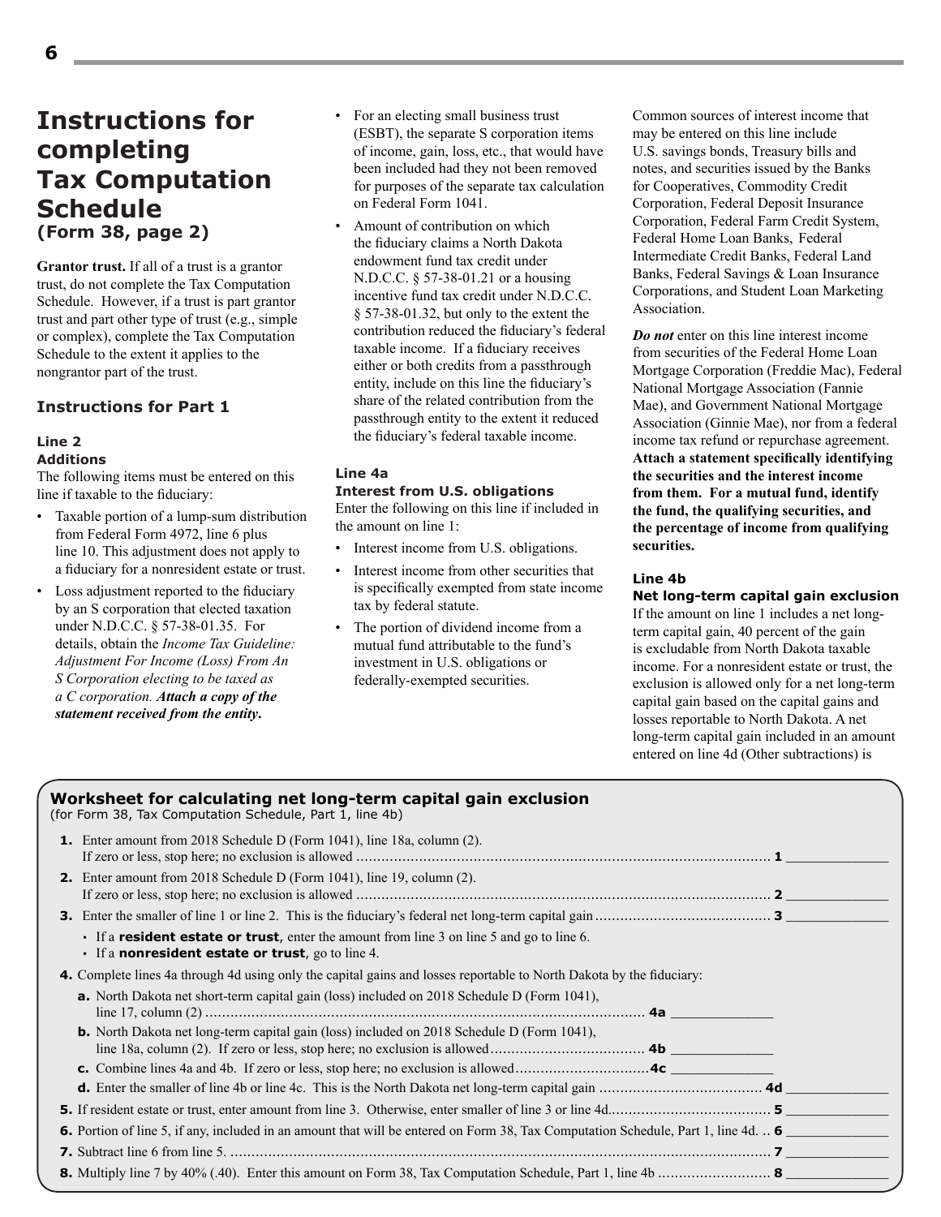# Instructions for completing Tax Computation Schedule
### (Form 38, page 2)

**Grantor trust.** If all of a trust is a grantor trust, do not complete the Tax Computation Schedule. However, if a trust is part grantor trust and part other type of trust (e.g., simple or complex), complete the Tax Computation Schedule to the extent it applies to the nongrantor part of the trust.

## Instructions for Part 1

### Line 2
#### Additions

The following items must be entered on this line if taxable to the fiduciary:

- Taxable portion of a lump-sum distribution from Federal Form 4972, line 6 plus line 10. This adjustment does not apply to a fiduciary for a nonresident estate or trust.
- Loss adjustment reported to the fiduciary by an S corporation that elected taxation under N.D.C.C. § 57-38-01.35. For details, obtain the *Income Tax Guideline: Adjustment For Income (Loss) From An S Corporation electing to be taxed as a C corporation.* ***Attach a copy of the statement received from the entity.***
- For an electing small business trust (ESBT), the separate S corporation items of income, gain, loss, etc., that would have been included had they not been removed for purposes of the separate tax calculation on Federal Form 1041.
- Amount of contribution on which the fiduciary claims a North Dakota endowment fund tax credit under N.D.C.C. § 57-38-01.21 or a housing incentive fund tax credit under N.D.C.C. § 57-38-01.32, but only to the extent the contribution reduced the fiduciary's federal taxable income. If a fiduciary receives either or both credits from a passthrough entity, include on this line the fiduciary's share of the related contribution from the passthrough entity to the extent it reduced the fiduciary's federal taxable income.

### Line 4a
#### Interest from U.S. obligations

Enter the following on this line if included in the amount on line 1:

- Interest income from U.S. obligations.
- Interest income from other securities that is specifically exempted from state income tax by federal statute.
- The portion of dividend income from a mutual fund attributable to the fund's investment in U.S. obligations or federally-exempted securities.

Common sources of interest income that may be entered on this line include U.S. savings bonds, Treasury bills and notes, and securities issued by the Banks for Cooperatives, Commodity Credit Corporation, Federal Deposit Insurance Corporation, Federal Farm Credit System, Federal Home Loan Banks, Federal Intermediate Credit Banks, Federal Land Banks, Federal Savings & Loan Insurance Corporations, and Student Loan Marketing Association.

***Do not*** enter on this line interest income from securities of the Federal Home Loan Mortgage Corporation (Freddie Mac), Federal National Mortgage Association (Fannie Mae), and Government National Mortgage Association (Ginnie Mae), nor from a federal income tax refund or repurchase agreement. **Attach a statement specifically identifying the securities and the interest income from them. For a mutual fund, identify the fund, the qualifying securities, and the percentage of income from qualifying securities.**

### Line 4b
#### Net long-term capital gain exclusion

If the amount on line 1 includes a net long-term capital gain, 40 percent of the gain is excludable from North Dakota taxable income. For a nonresident estate or trust, the exclusion is allowed only for a net long-term capital gain based on the capital gains and losses reportable to North Dakota. A net long-term capital gain included in an amount entered on line 4d (Other subtractions) is

---

**Worksheet for calculating net long-term capital gain exclusion**
(for Form 38, Tax Computation Schedule, Part 1, line 4b)

**1.** Enter amount from 2018 Schedule D (Form 1041), line 18a, column (2). If zero or less, stop here; no exclusion is allowed .......... **1** ______

**2.** Enter amount from 2018 Schedule D (Form 1041), line 19, column (2). If zero or less, stop here; no exclusion is allowed .......... **2** ______

**3.** Enter the smaller of line 1 or line 2. This is the fiduciary's federal net long-term capital gain .......... **3** ______

- If a **resident estate or trust**, enter the amount from line 3 on line 5 and go to line 6.
- If a **nonresident estate or trust**, go to line 4.

**4.** Complete lines 4a through 4d using only the capital gains and losses reportable to North Dakota by the fiduciary:

- **a.** North Dakota net short-term capital gain (loss) included on 2018 Schedule D (Form 1041), line 17, column (2) .......... **4a** ______
- **b.** North Dakota net long-term capital gain (loss) included on 2018 Schedule D (Form 1041), line 18a, column (2). If zero or less, stop here; no exclusion is allowed .......... **4b** ______
- **c.** Combine lines 4a and 4b. If zero or less, stop here; no exclusion is allowed .......... **4c** ______
- **d.** Enter the smaller of line 4b or line 4c. This is the North Dakota net long-term capital gain .......... **4d** ______

**5.** If resident estate or trust, enter amount from line 3. Otherwise, enter smaller of line 3 or line 4d .......... **5** ______

**6.** Portion of line 5, if any, included in an amount that will be entered on Form 38, Tax Computation Schedule, Part 1, line 4d. .. **6** ______

**7.** Subtract line 6 from line 5. .......... **7** ______

**8.** Multiply line 7 by 40% (.40). Enter this amount on Form 38, Tax Computation Schedule, Part 1, line 4b .......... **8** ______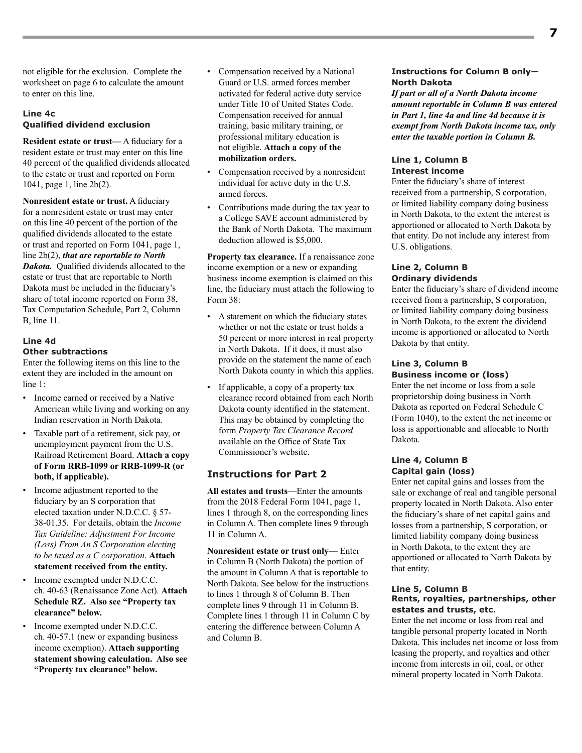not eligible for the exclusion. Complete the worksheet on page 6 to calculate the amount to enter on this line.

### Line 4c
### Qualified dividend exclusion

**Resident estate or trust—** A fiduciary for a resident estate or trust may enter on this line 40 percent of the qualified dividends allocated to the estate or trust and reported on Form 1041, page 1, line 2b(2).

**Nonresident estate or trust.** A fiduciary for a nonresident estate or trust may enter on this line 40 percent of the portion of the qualified dividends allocated to the estate or trust and reported on Form 1041, page 1, line 2b(2), ***that are reportable to North Dakota.*** Qualified dividends allocated to the estate or trust that are reportable to North Dakota must be included in the fiduciary's share of total income reported on Form 38, Tax Computation Schedule, Part 2, Column B, line 11.

### Line 4d
### Other subtractions

Enter the following items on this line to the extent they are included in the amount on line 1:

- Income earned or received by a Native American while living and working on any Indian reservation in North Dakota.
- Taxable part of a retirement, sick pay, or unemployment payment from the U.S. Railroad Retirement Board. **Attach a copy of Form RRB-1099 or RRB-1099-R (or both, if applicable).**
- Income adjustment reported to the fiduciary by an S corporation that elected taxation under N.D.C.C. § 57-38-01.35. For details, obtain the *Income Tax Guideline: Adjustment For Income (Loss) From An S Corporation electing to be taxed as a C corporation*. **Attach statement received from the entity.**
- Income exempted under N.D.C.C. ch. 40-63 (Renaissance Zone Act). **Attach Schedule RZ. Also see "Property tax clearance" below.**
- Income exempted under N.D.C.C. ch. 40-57.1 (new or expanding business income exemption). **Attach supporting statement showing calculation. Also see "Property tax clearance" below.**
- Compensation received by a National Guard or U.S. armed forces member activated for federal active duty service under Title 10 of United States Code. Compensation received for annual training, basic military training, or professional military education is not eligible. **Attach a copy of the mobilization orders.**
- Compensation received by a nonresident individual for active duty in the U.S. armed forces.
- Contributions made during the tax year to a College SAVE account administered by the Bank of North Dakota. The maximum deduction allowed is $5,000.

**Property tax clearance.** If a renaissance zone income exemption or a new or expanding business income exemption is claimed on this line, the fiduciary must attach the following to Form 38:

- A statement on which the fiduciary states whether or not the estate or trust holds a 50 percent or more interest in real property in North Dakota. If it does, it must also provide on the statement the name of each North Dakota county in which this applies.
- If applicable, a copy of a property tax clearance record obtained from each North Dakota county identified in the statement. This may be obtained by completing the form *Property Tax Clearance Record* available on the Office of State Tax Commissioner's website.

## Instructions for Part 2

**All estates and trusts**—Enter the amounts from the 2018 Federal Form 1041, page 1, lines 1 through 8, on the corresponding lines in Column A. Then complete lines 9 through 11 in Column A.

**Nonresident estate or trust only**— Enter in Column B (North Dakota) the portion of the amount in Column A that is reportable to North Dakota. See below for the instructions to lines 1 through 8 of Column B. Then complete lines 9 through 11 in Column B. Complete lines 1 through 11 in Column C by entering the difference between Column A and Column B.

### Instructions for Column B only—North Dakota

***If part or all of a North Dakota income amount reportable in Column B was entered in Part 1, line 4a and line 4d because it is exempt from North Dakota income tax, only enter the taxable portion in Column B.***

### Line 1, Column B
### Interest income

Enter the fiduciary's share of interest received from a partnership, S corporation, or limited liability company doing business in North Dakota, to the extent the interest is apportioned or allocated to North Dakota by that entity. Do not include any interest from U.S. obligations.

### Line 2, Column B
### Ordinary dividends

Enter the fiduciary's share of dividend income received from a partnership, S corporation, or limited liability company doing business in North Dakota, to the extent the dividend income is apportioned or allocated to North Dakota by that entity.

### Line 3, Column B
### Business income or (loss)

Enter the net income or loss from a sole proprietorship doing business in North Dakota as reported on Federal Schedule C (Form 1040), to the extent the net income or loss is apportionable and allocable to North Dakota.

### Line 4, Column B
### Capital gain (loss)

Enter net capital gains and losses from the sale or exchange of real and tangible personal property located in North Dakota. Also enter the fiduciary's share of net capital gains and losses from a partnership, S corporation, or limited liability company doing business in North Dakota, to the extent they are apportioned or allocated to North Dakota by that entity.

### Line 5, Column B
### Rents, royalties, partnerships, other estates and trusts, etc.

Enter the net income or loss from real and tangible personal property located in North Dakota. This includes net income or loss from leasing the property, and royalties and other income from interests in oil, coal, or other mineral property located in North Dakota.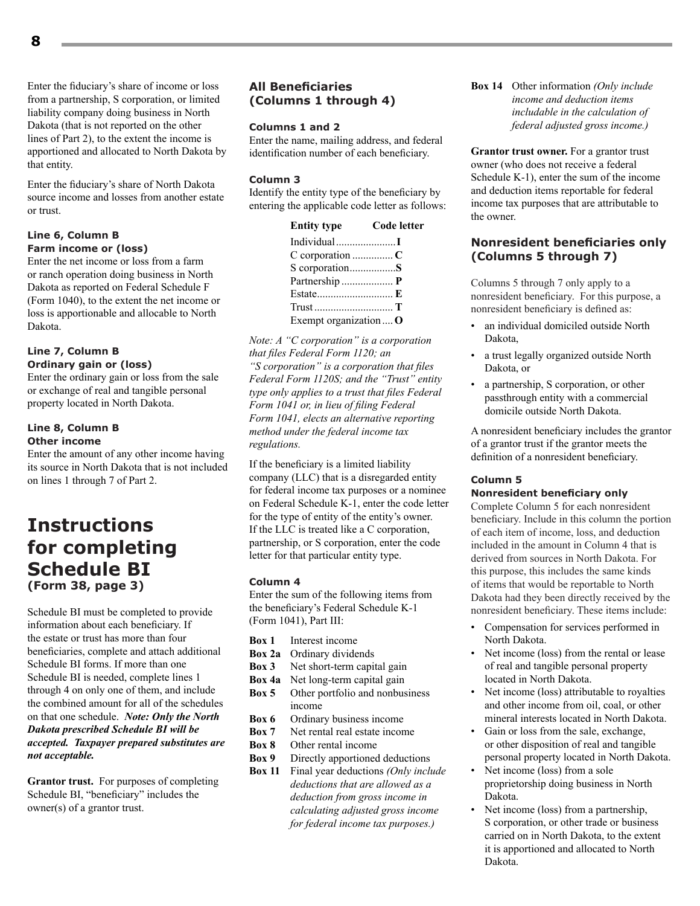Enter the fiduciary's share of income or loss from a partnership, S corporation, or limited liability company doing business in North Dakota (that is not reported on the other lines of Part 2), to the extent the income is apportioned and allocated to North Dakota by that entity.

Enter the fiduciary's share of North Dakota source income and losses from another estate or trust.

#### Line 6, Column B
#### Farm income or (loss)

Enter the net income or loss from a farm or ranch operation doing business in North Dakota as reported on Federal Schedule F (Form 1040), to the extent the net income or loss is apportionable and allocable to North Dakota.

#### Line 7, Column B
#### Ordinary gain or (loss)

Enter the ordinary gain or loss from the sale or exchange of real and tangible personal property located in North Dakota.

#### Line 8, Column B
#### Other income

Enter the amount of any other income having its source in North Dakota that is not included on lines 1 through 7 of Part 2.

# Instructions for completing Schedule BI
### (Form 38, page 3)

Schedule BI must be completed to provide information about each beneficiary. If the estate or trust has more than four beneficiaries, complete and attach additional Schedule BI forms. If more than one Schedule BI is needed, complete lines 1 through 4 on only one of them, and include the combined amount for all of the schedules on that one schedule. ***Note: Only the North Dakota prescribed Schedule BI will be accepted. Taxpayer prepared substitutes are not acceptable.***

**Grantor trust.** For purposes of completing Schedule BI, "beneficiary" includes the owner(s) of a grantor trust.

### All Beneficiaries (Columns 1 through 4)

#### Columns 1 and 2

Enter the name, mailing address, and federal identification number of each beneficiary.

#### Column 3

Identify the entity type of the beneficiary by entering the applicable code letter as follows:

| Entity type | Code letter |
|---|---|
| Individual | **I** |
| C corporation | **C** |
| S corporation | **S** |
| Partnership | **P** |
| Estate | **E** |
| Trust | **T** |
| Exempt organization | **O** |

*Note: A "C corporation" is a corporation that files Federal Form 1120; an "S corporation" is a corporation that files Federal Form 1120S; and the "Trust" entity type only applies to a trust that files Federal Form 1041 or, in lieu of filing Federal Form 1041, elects an alternative reporting method under the federal income tax regulations.*

If the beneficiary is a limited liability company (LLC) that is a disregarded entity for federal income tax purposes or a nominee on Federal Schedule K-1, enter the code letter for the type of entity of the entity's owner. If the LLC is treated like a C corporation, partnership, or S corporation, enter the code letter for that particular entity type.

#### Column 4

Enter the sum of the following items from the beneficiary's Federal Schedule K-1 (Form 1041), Part III:

- **Box 1** Interest income
- **Box 2a** Ordinary dividends
- **Box 3** Net short-term capital gain
- **Box 4a** Net long-term capital gain
- **Box 5** Other portfolio and nonbusiness income
- **Box 6** Ordinary business income
- **Box 7** Net rental real estate income
- **Box 8** Other rental income
- **Box 9** Directly apportioned deductions
- **Box 11** Final year deductions *(Only include deductions that are allowed as a deduction from gross income in calculating adjusted gross income for federal income tax purposes.)*
- **Box 14** Other information *(Only include income and deduction items includable in the calculation of federal adjusted gross income.)*

**Grantor trust owner.** For a grantor trust owner (who does not receive a federal Schedule K-1), enter the sum of the income and deduction items reportable for federal income tax purposes that are attributable to the owner.

### Nonresident beneficiaries only (Columns 5 through 7)

Columns 5 through 7 only apply to a nonresident beneficiary. For this purpose, a nonresident beneficiary is defined as:

- an individual domiciled outside North Dakota,
- a trust legally organized outside North Dakota, or
- a partnership, S corporation, or other passthrough entity with a commercial domicile outside North Dakota.

A nonresident beneficiary includes the grantor of a grantor trust if the grantor meets the definition of a nonresident beneficiary.

#### Column 5
#### Nonresident beneficiary only

Complete Column 5 for each nonresident beneficiary. Include in this column the portion of each item of income, loss, and deduction included in the amount in Column 4 that is derived from sources in North Dakota. For this purpose, this includes the same kinds of items that would be reportable to North Dakota had they been directly received by the nonresident beneficiary. These items include:

- Compensation for services performed in North Dakota.
- Net income (loss) from the rental or lease of real and tangible personal property located in North Dakota.
- Net income (loss) attributable to royalties and other income from oil, coal, or other mineral interests located in North Dakota.
- Gain or loss from the sale, exchange, or other disposition of real and tangible personal property located in North Dakota.
- Net income (loss) from a sole proprietorship doing business in North Dakota.
- Net income (loss) from a partnership, S corporation, or other trade or business carried on in North Dakota, to the extent it is apportioned and allocated to North Dakota.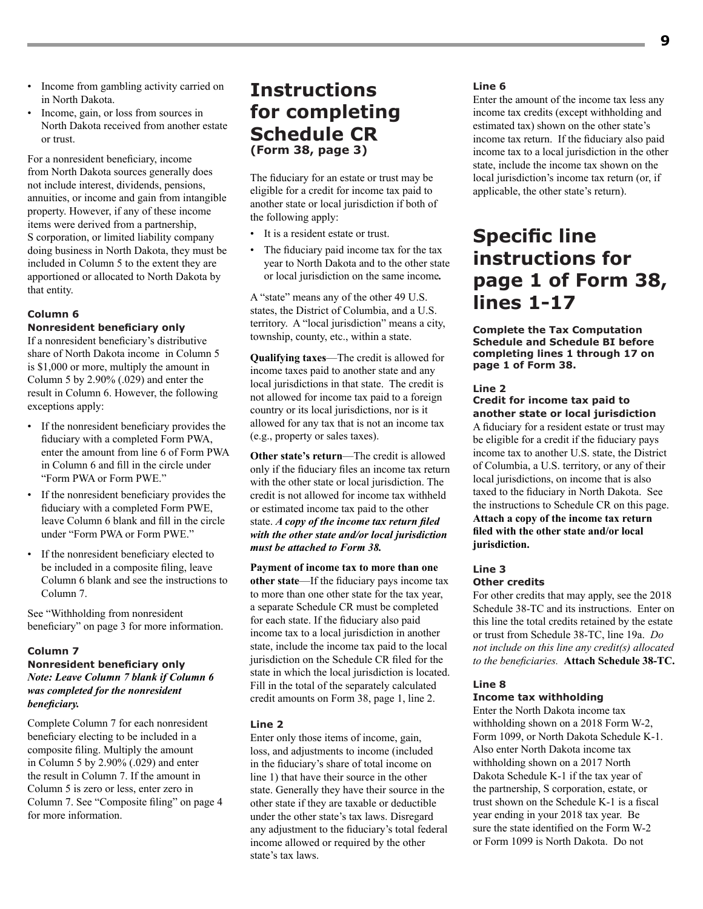- Income from gambling activity carried on in North Dakota.
- Income, gain, or loss from sources in North Dakota received from another estate or trust.

For a nonresident beneficiary, income from North Dakota sources generally does not include interest, dividends, pensions, annuities, or income and gain from intangible property. However, if any of these income items were derived from a partnership, S corporation, or limited liability company doing business in North Dakota, they must be included in Column 5 to the extent they are apportioned or allocated to North Dakota by that entity.

#### Column 6
#### Nonresident beneficiary only

If a nonresident beneficiary's distributive share of North Dakota income in Column 5 is $1,000 or more, multiply the amount in Column 5 by 2.90% (.029) and enter the result in Column 6. However, the following exceptions apply:

- If the nonresident beneficiary provides the fiduciary with a completed Form PWA, enter the amount from line 6 of Form PWA in Column 6 and fill in the circle under "Form PWA or Form PWE."
- If the nonresident beneficiary provides the fiduciary with a completed Form PWE, leave Column 6 blank and fill in the circle under "Form PWA or Form PWE."
- If the nonresident beneficiary elected to be included in a composite filing, leave Column 6 blank and see the instructions to Column 7.

See "Withholding from nonresident beneficiary" on page 3 for more information.

#### Column 7
#### Nonresident beneficiary only

***Note: Leave Column 7 blank if Column 6 was completed for the nonresident beneficiary.***

Complete Column 7 for each nonresident beneficiary electing to be included in a composite filing. Multiply the amount in Column 5 by 2.90% (.029) and enter the result in Column 7. If the amount in Column 5 is zero or less, enter zero in Column 7. See "Composite filing" on page 4 for more information.

## Instructions for completing Schedule CR
### (Form 38, page 3)

The fiduciary for an estate or trust may be eligible for a credit for income tax paid to another state or local jurisdiction if both of the following apply:

- It is a resident estate or trust.
- The fiduciary paid income tax for the tax year to North Dakota and to the other state or local jurisdiction on the same income***.***

A "state" means any of the other 49 U.S. states, the District of Columbia, and a U.S. territory. A "local jurisdiction" means a city, township, county, etc., within a state.

**Qualifying taxes**—The credit is allowed for income taxes paid to another state and any local jurisdictions in that state. The credit is not allowed for income tax paid to a foreign country or its local jurisdictions, nor is it allowed for any tax that is not an income tax (e.g., property or sales taxes).

**Other state's return**—The credit is allowed only if the fiduciary files an income tax return with the other state or local jurisdiction. The credit is not allowed for income tax withheld or estimated income tax paid to the other state. ***A copy of the income tax return filed with the other state and/or local jurisdiction must be attached to Form 38.***

**Payment of income tax to more than one other state**—If the fiduciary pays income tax to more than one other state for the tax year, a separate Schedule CR must be completed for each state. If the fiduciary also paid income tax to a local jurisdiction in another state, include the income tax paid to the local jurisdiction on the Schedule CR filed for the state in which the local jurisdiction is located. Fill in the total of the separately calculated credit amounts on Form 38, page 1, line 2.

#### Line 2

Enter only those items of income, gain, loss, and adjustments to income (included in the fiduciary's share of total income on line 1) that have their source in the other state. Generally they have their source in the other state if they are taxable or deductible under the other state's tax laws. Disregard any adjustment to the fiduciary's total federal income allowed or required by the other state's tax laws.

#### Line 6

Enter the amount of the income tax less any income tax credits (except withholding and estimated tax) shown on the other state's income tax return. If the fiduciary also paid income tax to a local jurisdiction in the other state, include the income tax shown on the local jurisdiction's income tax return (or, if applicable, the other state's return).

## Specific line instructions for page 1 of Form 38, lines 1-17

**Complete the Tax Computation Schedule and Schedule BI before completing lines 1 through 17 on page 1 of Form 38.**

#### Line 2
#### Credit for income tax paid to another state or local jurisdiction

A fiduciary for a resident estate or trust may be eligible for a credit if the fiduciary pays income tax to another U.S. state, the District of Columbia, a U.S. territory, or any of their local jurisdictions, on income that is also taxed to the fiduciary in North Dakota. See the instructions to Schedule CR on this page. **Attach a copy of the income tax return filed with the other state and/or local jurisdiction.**

#### Line 3
#### Other credits

For other credits that may apply, see the 2018 Schedule 38-TC and its instructions. Enter on this line the total credits retained by the estate or trust from Schedule 38-TC, line 19a. *Do not include on this line any credit(s) allocated to the beneficiaries.* **Attach Schedule 38-TC.**

#### Line 8
#### Income tax withholding

Enter the North Dakota income tax withholding shown on a 2018 Form W-2, Form 1099, or North Dakota Schedule K-1. Also enter North Dakota income tax withholding shown on a 2017 North Dakota Schedule K-1 if the tax year of the partnership, S corporation, estate, or trust shown on the Schedule K-1 is a fiscal year ending in your 2018 tax year. Be sure the state identified on the Form W-2 or Form 1099 is North Dakota. Do not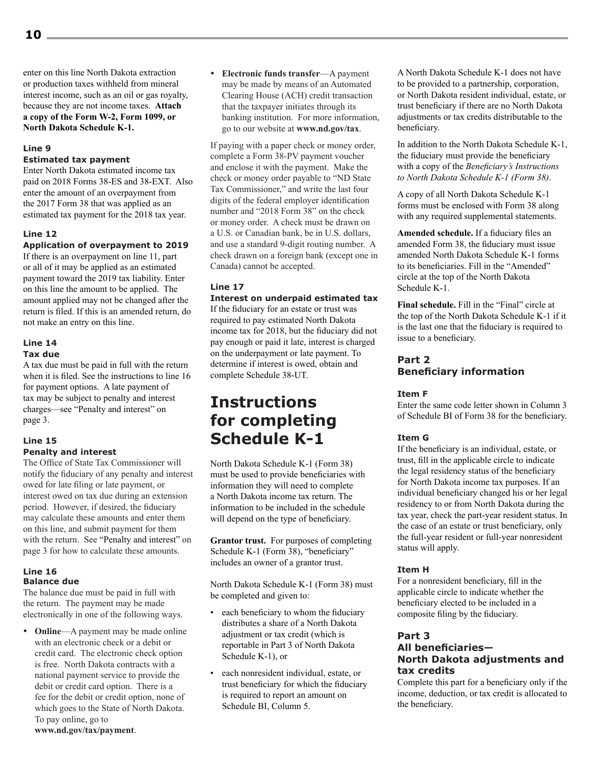enter on this line North Dakota extraction or production taxes withheld from mineral interest income, such as an oil or gas royalty, because they are not income taxes. **Attach a copy of the Form W-2, Form 1099, or North Dakota Schedule K-1.**

#### Line 9
#### Estimated tax payment

Enter North Dakota estimated income tax paid on 2018 Forms 38-ES and 38-EXT. Also enter the amount of an overpayment from the 2017 Form 38 that was applied as an estimated tax payment for the 2018 tax year.

#### Line 12
#### Application of overpayment to 2019

If there is an overpayment on line 11, part or all of it may be applied as an estimated payment toward the 2019 tax liability. Enter on this line the amount to be applied. The amount applied may not be changed after the return is filed. If this is an amended return, do not make an entry on this line.

#### Line 14
#### Tax due

A tax due must be paid in full with the return when it is filed. See the instructions to line 16 for payment options. A late payment of tax may be subject to penalty and interest charges—see "Penalty and interest" on page 3.

#### Line 15
#### Penalty and interest

The Office of State Tax Commissioner will notify the fiduciary of any penalty and interest owed for late filing or late payment, or interest owed on tax due during an extension period. However, if desired, the fiduciary may calculate these amounts and enter them on this line, and submit payment for them with the return. See "Penalty and interest" on page 3 for how to calculate these amounts.

#### Line 16
#### Balance due

The balance due must be paid in full with the return. The payment may be made electronically in one of the following ways.

- **Online**—A payment may be made online with an electronic check or a debit or credit card. The electronic check option is free. North Dakota contracts with a national payment service to provide the debit or credit card option. There is a fee for the debit or credit option, none of which goes to the State of North Dakota. To pay online, go to **www.nd.gov/tax/payment**.
- **Electronic funds transfer**—A payment may be made by means of an Automated Clearing House (ACH) credit transaction that the taxpayer initiates through its banking institution. For more information, go to our website at **www.nd.gov/tax**.

If paying with a paper check or money order, complete a Form 38-PV payment voucher and enclose it with the payment. Make the check or money order payable to "ND State Tax Commissioner," and write the last four digits of the federal employer identification number and "2018 Form 38" on the check or money order. A check must be drawn on a U.S. or Canadian bank, be in U.S. dollars, and use a standard 9-digit routing number. A check drawn on a foreign bank (except one in Canada) cannot be accepted.

#### Line 17
#### Interest on underpaid estimated tax

If the fiduciary for an estate or trust was required to pay estimated North Dakota income tax for 2018, but the fiduciary did not pay enough or paid it late, interest is charged on the underpayment or late payment. To determine if interest is owed, obtain and complete Schedule 38-UT.

# Instructions for completing Schedule K-1

North Dakota Schedule K-1 (Form 38) must be used to provide beneficiaries with information they will need to complete a North Dakota income tax return. The information to be included in the schedule will depend on the type of beneficiary.

**Grantor trust.** For purposes of completing Schedule K-1 (Form 38), "beneficiary" includes an owner of a grantor trust.

North Dakota Schedule K-1 (Form 38) must be completed and given to:

- each beneficiary to whom the fiduciary distributes a share of a North Dakota adjustment or tax credit (which is reportable in Part 3 of North Dakota Schedule K-1), or
- each nonresident individual, estate, or trust beneficiary for which the fiduciary is required to report an amount on Schedule BI, Column 5.

A North Dakota Schedule K-1 does not have to be provided to a partnership, corporation, or North Dakota resident individual, estate, or trust beneficiary if there are no North Dakota adjustments or tax credits distributable to the beneficiary.

In addition to the North Dakota Schedule K-1, the fiduciary must provide the beneficiary with a copy of the *Beneficiary's Instructions to North Dakota Schedule K-1 (Form 38)*.

A copy of all North Dakota Schedule K-1 forms must be enclosed with Form 38 along with any required supplemental statements.

**Amended schedule.** If a fiduciary files an amended Form 38, the fiduciary must issue amended North Dakota Schedule K-1 forms to its beneficiaries. Fill in the "Amended" circle at the top of the North Dakota Schedule K-1.

**Final schedule.** Fill in the "Final" circle at the top of the North Dakota Schedule K-1 if it is the last one that the fiduciary is required to issue to a beneficiary.

### Part 2
### Beneficiary information

#### Item F

Enter the same code letter shown in Column 3 of Schedule BI of Form 38 for the beneficiary.

#### Item G

If the beneficiary is an individual, estate, or trust, fill in the applicable circle to indicate the legal residency status of the beneficiary for North Dakota income tax purposes. If an individual beneficiary changed his or her legal residency to or from North Dakota during the tax year, check the part-year resident status. In the case of an estate or trust beneficiary, only the full-year resident or full-year nonresident status will apply.

#### Item H

For a nonresident beneficiary, fill in the applicable circle to indicate whether the beneficiary elected to be included in a composite filing by the fiduciary.

### Part 3
### All beneficiaries—North Dakota adjustments and tax credits

Complete this part for a beneficiary only if the income, deduction, or tax credit is allocated to the beneficiary.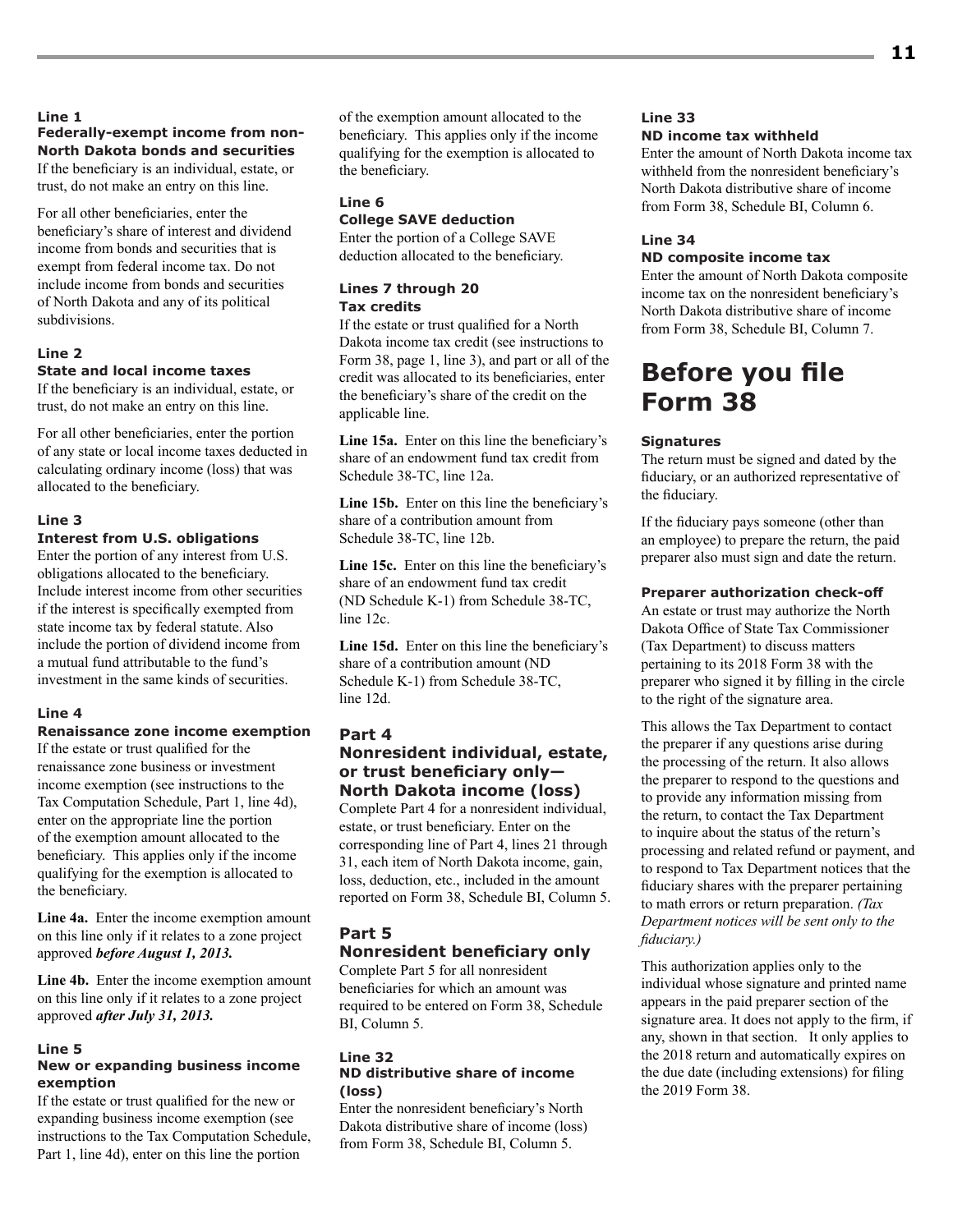### Line 1
**Federally-exempt income from non-North Dakota bonds and securities**

If the beneficiary is an individual, estate, or trust, do not make an entry on this line.

For all other beneficiaries, enter the beneficiary's share of interest and dividend income from bonds and securities that is exempt from federal income tax. Do not include income from bonds and securities of North Dakota and any of its political subdivisions.

### Line 2
**State and local income taxes**

If the beneficiary is an individual, estate, or trust, do not make an entry on this line.

For all other beneficiaries, enter the portion of any state or local income taxes deducted in calculating ordinary income (loss) that was allocated to the beneficiary.

### Line 3
**Interest from U.S. obligations**

Enter the portion of any interest from U.S. obligations allocated to the beneficiary. Include interest income from other securities if the interest is specifically exempted from state income tax by federal statute. Also include the portion of dividend income from a mutual fund attributable to the fund's investment in the same kinds of securities.

### Line 4
**Renaissance zone income exemption**

If the estate or trust qualified for the renaissance zone business or investment income exemption (see instructions to the Tax Computation Schedule, Part 1, line 4d), enter on the appropriate line the portion of the exemption amount allocated to the beneficiary. This applies only if the income qualifying for the exemption is allocated to the beneficiary.

**Line 4a.** Enter the income exemption amount on this line only if it relates to a zone project approved ***before August 1, 2013.***

**Line 4b.** Enter the income exemption amount on this line only if it relates to a zone project approved ***after July 31, 2013.***

### Line 5
**New or expanding business income exemption**

If the estate or trust qualified for the new or expanding business income exemption (see instructions to the Tax Computation Schedule, Part 1, line 4d), enter on this line the portion of the exemption amount allocated to the beneficiary. This applies only if the income qualifying for the exemption is allocated to the beneficiary.

### Line 6
**College SAVE deduction**

Enter the portion of a College SAVE deduction allocated to the beneficiary.

### Lines 7 through 20
**Tax credits**

If the estate or trust qualified for a North Dakota income tax credit (see instructions to Form 38, page 1, line 3), and part or all of the credit was allocated to its beneficiaries, enter the beneficiary's share of the credit on the applicable line.

**Line 15a.** Enter on this line the beneficiary's share of an endowment fund tax credit from Schedule 38-TC, line 12a.

**Line 15b.** Enter on this line the beneficiary's share of a contribution amount from Schedule 38-TC, line 12b.

**Line 15c.** Enter on this line the beneficiary's share of an endowment fund tax credit (ND Schedule K-1) from Schedule 38-TC, line 12c.

**Line 15d.** Enter on this line the beneficiary's share of a contribution amount (ND Schedule K-1) from Schedule 38-TC, line 12d.

## Part 4
## Nonresident individual, estate, or trust beneficiary only—North Dakota income (loss)

Complete Part 4 for a nonresident individual, estate, or trust beneficiary. Enter on the corresponding line of Part 4, lines 21 through 31, each item of North Dakota income, gain, loss, deduction, etc., included in the amount reported on Form 38, Schedule BI, Column 5.

## Part 5
## Nonresident beneficiary only

Complete Part 5 for all nonresident beneficiaries for which an amount was required to be entered on Form 38, Schedule BI, Column 5.

### Line 32
**ND distributive share of income (loss)**

Enter the nonresident beneficiary's North Dakota distributive share of income (loss) from Form 38, Schedule BI, Column 5.

### Line 33
**ND income tax withheld**

Enter the amount of North Dakota income tax withheld from the nonresident beneficiary's North Dakota distributive share of income from Form 38, Schedule BI, Column 6.

### Line 34
**ND composite income tax**

Enter the amount of North Dakota composite income tax on the nonresident beneficiary's North Dakota distributive share of income from Form 38, Schedule BI, Column 7.

# Before you file Form 38

**Signatures**

The return must be signed and dated by the fiduciary, or an authorized representative of the fiduciary.

If the fiduciary pays someone (other than an employee) to prepare the return, the paid preparer also must sign and date the return.

**Preparer authorization check-off**

An estate or trust may authorize the North Dakota Office of State Tax Commissioner (Tax Department) to discuss matters pertaining to its 2018 Form 38 with the preparer who signed it by filling in the circle to the right of the signature area.

This allows the Tax Department to contact the preparer if any questions arise during the processing of the return. It also allows the preparer to respond to the questions and to provide any information missing from the return, to contact the Tax Department to inquire about the status of the return's processing and related refund or payment, and to respond to Tax Department notices that the fiduciary shares with the preparer pertaining to math errors or return preparation. *(Tax Department notices will be sent only to the fiduciary.)*

This authorization applies only to the individual whose signature and printed name appears in the paid preparer section of the signature area. It does not apply to the firm, if any, shown in that section. It only applies to the 2018 return and automatically expires on the due date (including extensions) for filing the 2019 Form 38.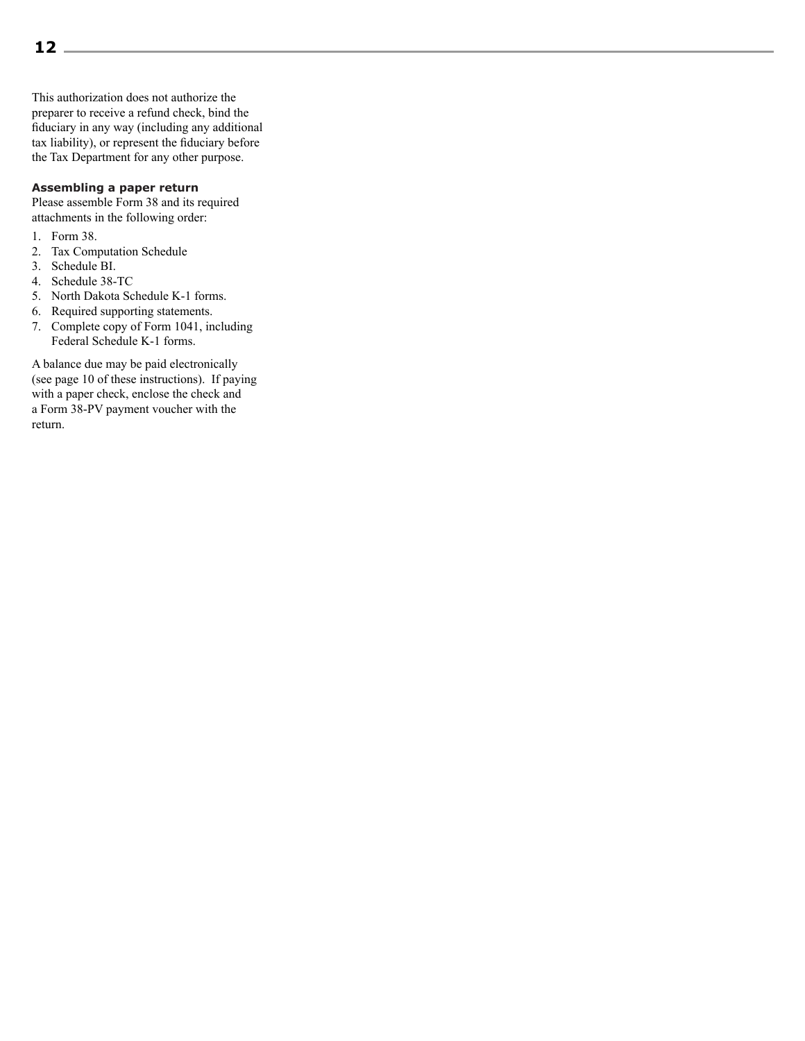This authorization does not authorize the preparer to receive a refund check, bind the fiduciary in any way (including any additional tax liability), or represent the fiduciary before the Tax Department for any other purpose.

**Assembling a paper return**

Please assemble Form 38 and its required attachments in the following order:

1. Form 38.
2. Tax Computation Schedule
3. Schedule BI.
4. Schedule 38-TC
5. North Dakota Schedule K-1 forms.
6. Required supporting statements.
7. Complete copy of Form 1041, including Federal Schedule K-1 forms.

A balance due may be paid electronically (see page 10 of these instructions). If paying with a paper check, enclose the check and a Form 38-PV payment voucher with the return.